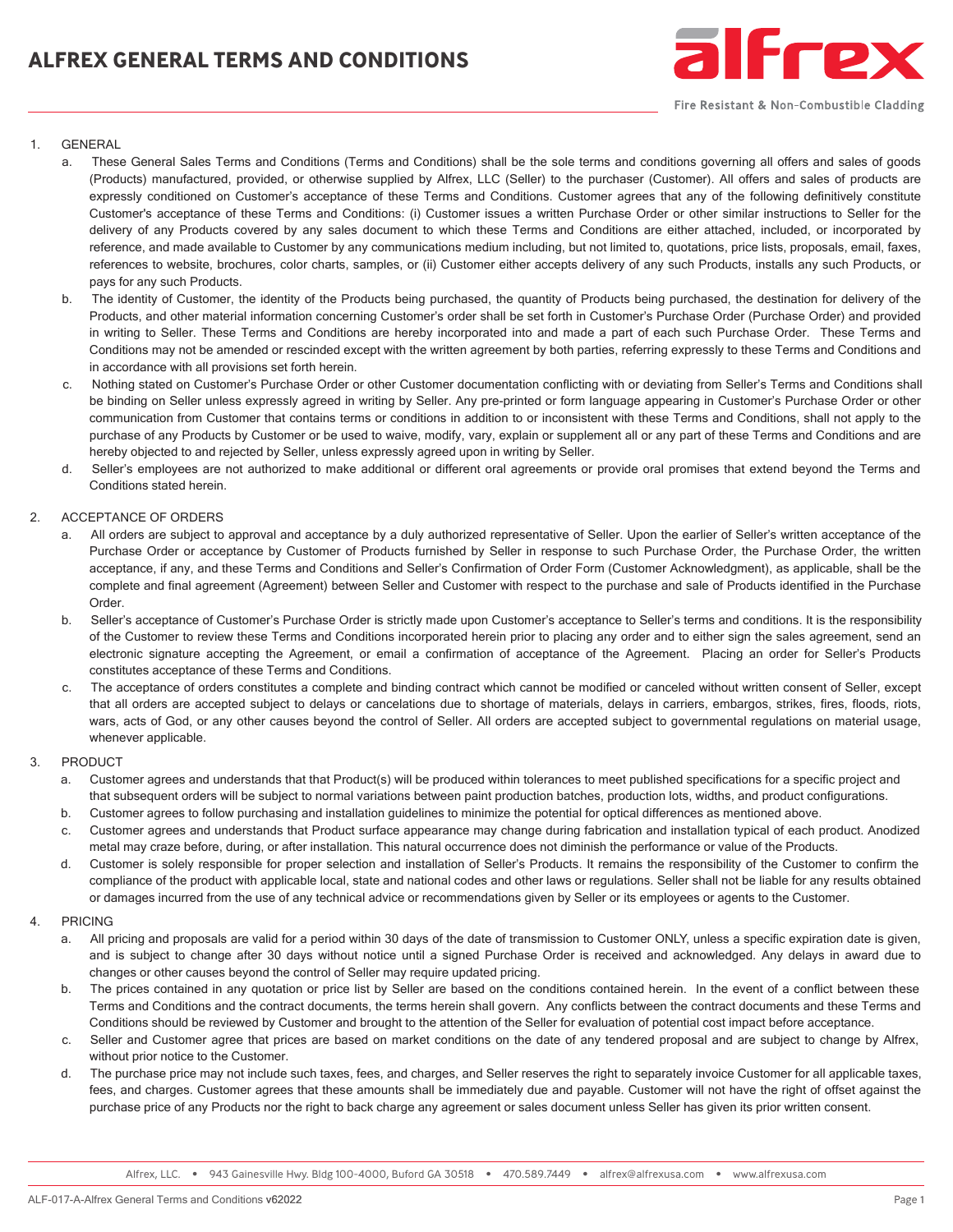# ALFREX GENERAL TERMS AND CONDITIONS

Fire Resistant & Non-Combustible Cladding

1. GENERAL
    a. These General Sales Terms and Conditions (Terms and Conditions) shall be the sole terms and conditions governing all offers and sales of goods (Products) manufactured, provided, or otherwise supplied by Alfrex, LLC (Seller) to the purchaser (Customer). All offers and sales of products are expressly conditioned on Customer's acceptance of these Terms and Conditions. Customer agrees that any of the following definitively constitute Customer's acceptance of these Terms and Conditions: (i) Customer issues a written Purchase Order or other similar instructions to Seller for the delivery of any Products covered by any sales document to which these Terms and Conditions are either attached, included, or incorporated by reference, and made available to Customer by any communications medium including, but not limited to, quotations, price lists, proposals, email, faxes, references to website, brochures, color charts, samples, or (ii) Customer either accepts delivery of any such Products, installs any such Products, or pays for any such Products.
    b. The identity of Customer, the identity of the Products being purchased, the quantity of Products being purchased, the destination for delivery of the Products, and other material information concerning Customer's order shall be set forth in Customer's Purchase Order (Purchase Order) and provided in writing to Seller. These Terms and Conditions are hereby incorporated into and made a part of each such Purchase Order. These Terms and Conditions may not be amended or rescinded except with the written agreement by both parties, referring expressly to these Terms and Conditions and in accordance with all provisions set forth herein.
    c. Nothing stated on Customer's Purchase Order or other Customer documentation conflicting with or deviating from Seller's Terms and Conditions shall be binding on Seller unless expressly agreed in writing by Seller. Any pre-printed or form language appearing in Customer's Purchase Order or other communication from Customer that contains terms or conditions in addition to or inconsistent with these Terms and Conditions, shall not apply to the purchase of any Products by Customer or be used to waive, modify, vary, explain or supplement all or any part of these Terms and Conditions and are hereby objected to and rejected by Seller, unless expressly agreed upon in writing by Seller.
    d. Seller's employees are not authorized to make additional or different oral agreements or provide oral promises that extend beyond the Terms and Conditions stated herein.

2. ACCEPTANCE OF ORDERS
    a. All orders are subject to approval and acceptance by a duly authorized representative of Seller. Upon the earlier of Seller's written acceptance of the Purchase Order or acceptance by Customer of Products furnished by Seller in response to such Purchase Order, the Purchase Order, the written acceptance, if any, and these Terms and Conditions and Seller's Confirmation of Order Form (Customer Acknowledgment), as applicable, shall be the complete and final agreement (Agreement) between Seller and Customer with respect to the purchase and sale of Products identified in the Purchase Order.
    b. Seller's acceptance of Customer's Purchase Order is strictly made upon Customer's acceptance to Seller's terms and conditions. It is the responsibility of the Customer to review these Terms and Conditions incorporated herein prior to placing any order and to either sign the sales agreement, send an electronic signature accepting the Agreement, or email a confirmation of acceptance of the Agreement. Placing an order for Seller's Products constitutes acceptance of these Terms and Conditions.
    c. The acceptance of orders constitutes a complete and binding contract which cannot be modified or canceled without written consent of Seller, except that all orders are accepted subject to delays or cancelations due to shortage of materials, delays in carriers, embargos, strikes, fires, floods, riots, wars, acts of God, or any other causes beyond the control of Seller. All orders are accepted subject to governmental regulations on material usage, whenever applicable.

3. PRODUCT
    a. Customer agrees and understands that that Product(s) will be produced within tolerances to meet published specifications for a specific project and that subsequent orders will be subject to normal variations between paint production batches, production lots, widths, and product configurations.
    b. Customer agrees to follow purchasing and installation guidelines to minimize the potential for optical differences as mentioned above.
    c. Customer agrees and understands that Product surface appearance may change during fabrication and installation typical of each product. Anodized metal may craze before, during, or after installation. This natural occurrence does not diminish the performance or value of the Products.
    d. Customer is solely responsible for proper selection and installation of Seller's Products. It remains the responsibility of the Customer to confirm the compliance of the product with applicable local, state and national codes and other laws or regulations. Seller shall not be liable for any results obtained or damages incurred from the use of any technical advice or recommendations given by Seller or its employees or agents to the Customer.

4. PRICING
    a. All pricing and proposals are valid for a period within 30 days of the date of transmission to Customer ONLY, unless a specific expiration date is given, and is subject to change after 30 days without notice until a signed Purchase Order is received and acknowledged. Any delays in award due to changes or other causes beyond the control of Seller may require updated pricing.
    b. The prices contained in any quotation or price list by Seller are based on the conditions contained herein. In the event of a conflict between these Terms and Conditions and the contract documents, the terms herein shall govern. Any conflicts between the contract documents and these Terms and Conditions should be reviewed by Customer and brought to the attention of the Seller for evaluation of potential cost impact before acceptance.
    c. Seller and Customer agree that prices are based on market conditions on the date of any tendered proposal and are subject to change by Alfrex, without prior notice to the Customer.
    d. The purchase price may not include such taxes, fees, and charges, and Seller reserves the right to separately invoice Customer for all applicable taxes, fees, and charges. Customer agrees that these amounts shall be immediately due and payable. Customer will not have the right of offset against the purchase price of any Products nor the right to back charge any agreement or sales document unless Seller has given its prior written consent.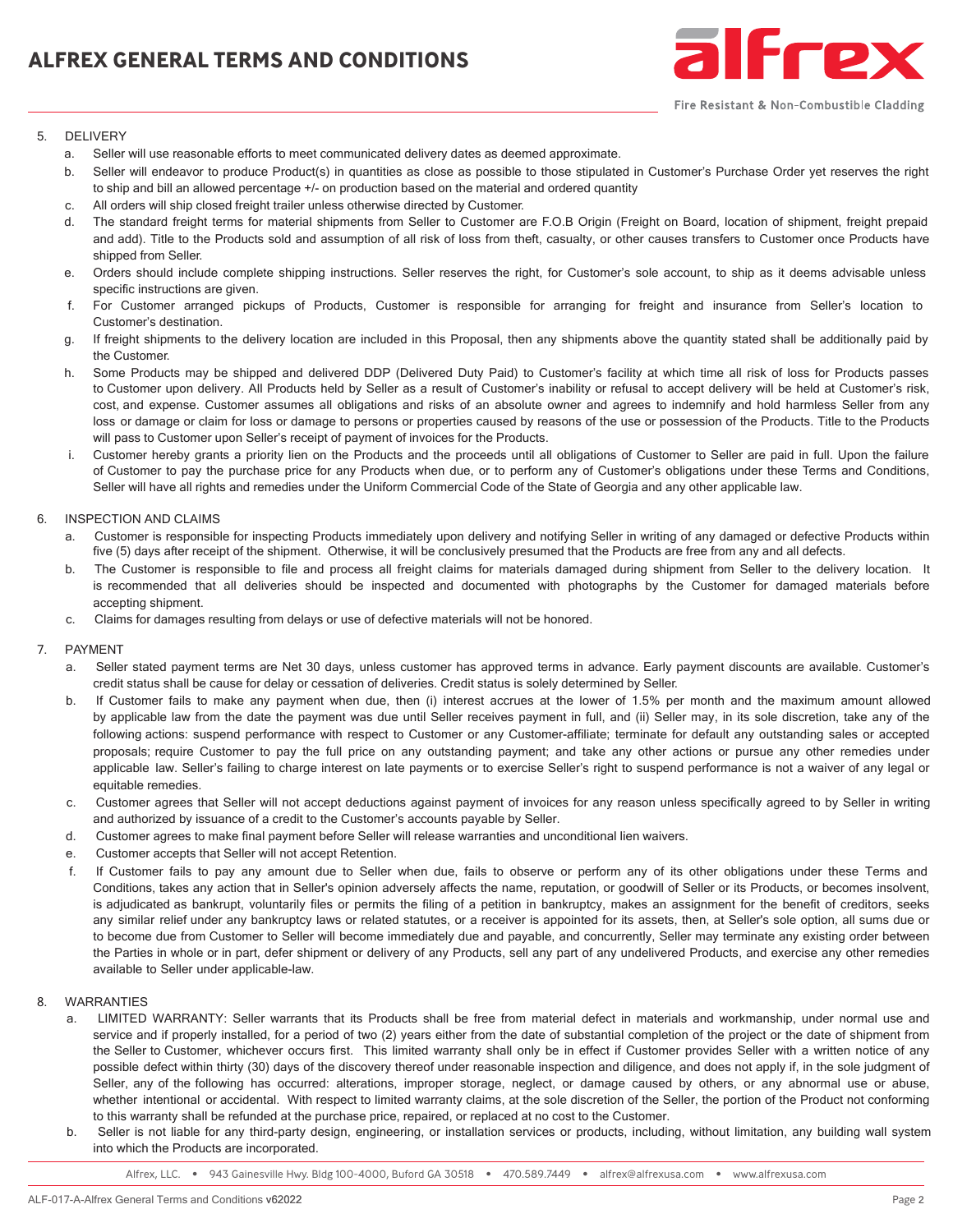5. DELIVERY
   a. Seller will use reasonable efforts to meet communicated delivery dates as deemed approximate.
   b. Seller will endeavor to produce Product(s) in quantities as close as possible to those stipulated in Customer's Purchase Order yet reserves the right to ship and bill an allowed percentage +/- on production based on the material and ordered quantity
   c. All orders will ship closed freight trailer unless otherwise directed by Customer.
   d. The standard freight terms for material shipments from Seller to Customer are F.O.B Origin (Freight on Board, location of shipment, freight prepaid and add). Title to the Products sold and assumption of all risk of loss from theft, casualty, or other causes transfers to Customer once Products have shipped from Seller.
   e. Orders should include complete shipping instructions. Seller reserves the right, for Customer's sole account, to ship as it deems advisable unless specific instructions are given.
   f. For Customer arranged pickups of Products, Customer is responsible for arranging for freight and insurance from Seller's location to Customer's destination.
   g. If freight shipments to the delivery location are included in this Proposal, then any shipments above the quantity stated shall be additionally paid by the Customer.
   h. Some Products may be shipped and delivered DDP (Delivered Duty Paid) to Customer's facility at which time all risk of loss for Products passes to Customer upon delivery. All Products held by Seller as a result of Customer's inability or refusal to accept delivery will be held at Customer's risk, cost, and expense. Customer assumes all obligations and risks of an absolute owner and agrees to indemnify and hold harmless Seller from any loss or damage or claim for loss or damage to persons or properties caused by reasons of the use or possession of the Products. Title to the Products will pass to Customer upon Seller's receipt of payment of invoices for the Products.
   i. Customer hereby grants a priority lien on the Products and the proceeds until all obligations of Customer to Seller are paid in full. Upon the failure of Customer to pay the purchase price for any Products when due, or to perform any of Customer's obligations under these Terms and Conditions, Seller will have all rights and remedies under the Uniform Commercial Code of the State of Georgia and any other applicable law.

6. INSPECTION AND CLAIMS
   a. Customer is responsible for inspecting Products immediately upon delivery and notifying Seller in writing of any damaged or defective Products within five (5) days after receipt of the shipment. Otherwise, it will be conclusively presumed that the Products are free from any and all defects.
   b. The Customer is responsible to file and process all freight claims for materials damaged during shipment from Seller to the delivery location. It is recommended that all deliveries should be inspected and documented with photographs by the Customer for damaged materials before accepting shipment.
   c. Claims for damages resulting from delays or use of defective materials will not be honored.

7. PAYMENT
   a. Seller stated payment terms are Net 30 days, unless customer has approved terms in advance. Early payment discounts are available. Customer's credit status shall be cause for delay or cessation of deliveries. Credit status is solely determined by Seller.
   b. If Customer fails to make any payment when due, then (i) interest accrues at the lower of 1.5% per month and the maximum amount allowed by applicable law from the date the payment was due until Seller receives payment in full, and (ii) Seller may, in its sole discretion, take any of the following actions: suspend performance with respect to Customer or any Customer-affiliate; terminate for default any outstanding sales or accepted proposals; require Customer to pay the full price on any outstanding payment; and take any other actions or pursue any other remedies under applicable law. Seller's failing to charge interest on late payments or to exercise Seller's right to suspend performance is not a waiver of any legal or equitable remedies.
   c. Customer agrees that Seller will not accept deductions against payment of invoices for any reason unless specifically agreed to by Seller in writing and authorized by issuance of a credit to the Customer's accounts payable by Seller.
   d. Customer agrees to make final payment before Seller will release warranties and unconditional lien waivers.
   e. Customer accepts that Seller will not accept Retention.
   f. If Customer fails to pay any amount due to Seller when due, fails to observe or perform any of its other obligations under these Terms and Conditions, takes any action that in Seller's opinion adversely affects the name, reputation, or goodwill of Seller or its Products, or becomes insolvent, is adjudicated as bankrupt, voluntarily files or permits the filing of a petition in bankruptcy, makes an assignment for the benefit of creditors, seeks any similar relief under any bankruptcy laws or related statutes, or a receiver is appointed for its assets, then, at Seller's sole option, all sums due or to become due from Customer to Seller will become immediately due and payable, and concurrently, Seller may terminate any existing order between the Parties in whole or in part, defer shipment or delivery of any Products, sell any part of any undelivered Products, and exercise any other remedies available to Seller under applicable-law.

8. WARRANTIES
   a. LIMITED WARRANTY: Seller warrants that its Products shall be free from material defect in materials and workmanship, under normal use and service and if properly installed, for a period of two (2) years either from the date of substantial completion of the project or the date of shipment from the Seller to Customer, whichever occurs first. This limited warranty shall only be in effect if Customer provides Seller with a written notice of any possible defect within thirty (30) days of the discovery thereof under reasonable inspection and diligence, and does not apply if, in the sole judgment of Seller, any of the following has occurred: alterations, improper storage, neglect, or damage caused by others, or any abnormal use or abuse, whether intentional or accidental. With respect to limited warranty claims, at the sole discretion of the Seller, the portion of the Product not conforming to this warranty shall be refunded at the purchase price, repaired, or replaced at no cost to the Customer.
   b. Seller is not liable for any third-party design, engineering, or installation services or products, including, without limitation, any building wall system into which the Products are incorporated.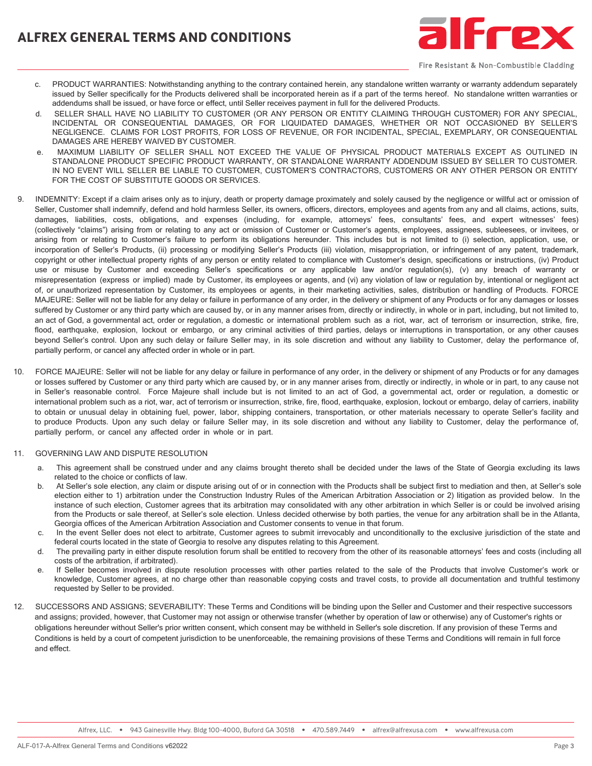c. PRODUCT WARRANTIES: Notwithstanding anything to the contrary contained herein, any standalone written warranty or warranty addendum separately issued by Seller specifically for the Products delivered shall be incorporated herein as if a part of the terms hereof. No standalone written warranties or addendums shall be issued, or have force or effect, until Seller receives payment in full for the delivered Products.

d. SELLER SHALL HAVE NO LIABILITY TO CUSTOMER (OR ANY PERSON OR ENTITY CLAIMING THROUGH CUSTOMER) FOR ANY SPECIAL, INCIDENTAL OR CONSEQUENTIAL DAMAGES, OR FOR LIQUIDATED DAMAGES, WHETHER OR NOT OCCASIONED BY SELLER'S NEGLIGENCE. CLAIMS FOR LOST PROFITS, FOR LOSS OF REVENUE, OR FOR INCIDENTAL, SPECIAL, EXEMPLARY, OR CONSEQUENTIAL DAMAGES ARE HEREBY WAIVED BY CUSTOMER.

e. MAXIMUM LIABILITY OF SELLER SHALL NOT EXCEED THE VALUE OF PHYSICAL PRODUCT MATERIALS EXCEPT AS OUTLINED IN STANDALONE PRODUCT SPECIFIC PRODUCT WARRANTY, OR STANDALONE WARRANTY ADDENDUM ISSUED BY SELLER TO CUSTOMER. IN NO EVENT WILL SELLER BE LIABLE TO CUSTOMER, CUSTOMER'S CONTRACTORS, CUSTOMERS OR ANY OTHER PERSON OR ENTITY FOR THE COST OF SUBSTITUTE GOODS OR SERVICES.

9. INDEMNITY: Except if a claim arises only as to injury, death or property damage proximately and solely caused by the negligence or willful act or omission of Seller, Customer shall indemnify, defend and hold harmless Seller, its owners, officers, directors, employees and agents from any and all claims, actions, suits, damages, liabilities, costs, obligations, and expenses (including, for example, attorneys' fees, consultants' fees, and expert witnesses' fees) (collectively "claims") arising from or relating to any act or omission of Customer or Customer's agents, employees, assignees, subleesees, or invitees, or arising from or relating to Customer's failure to perform its obligations hereunder. This includes but is not limited to (i) selection, application, use, or incorporation of Seller's Products, (ii) processing or modifying Seller's Products (iii) violation, misappropriation, or infringement of any patent, trademark, copyright or other intellectual property rights of any person or entity related to compliance with Customer's design, specifications or instructions, (iv) Product use or misuse by Customer and exceeding Seller's specifications or any applicable law and/or regulation(s), (v) any breach of warranty or misrepresentation (express or implied) made by Customer, its employees or agents, and (vi) any violation of law or regulation by, intentional or negligent act of, or unauthorized representation by Customer, its employees or agents, in their marketing activities, sales, distribution or handling of Products. FORCE MAJEURE: Seller will not be liable for any delay or failure in performance of any order, in the delivery or shipment of any Products or for any damages or losses suffered by Customer or any third party which are caused by, or in any manner arises from, directly or indirectly, in whole or in part, including, but not limited to, an act of God, a governmental act, order or regulation, a domestic or international problem such as a riot, war, act of terrorism or insurrection, strike, fire, flood, earthquake, explosion, lockout or embargo, or any criminal activities of third parties, delays or interruptions in transportation, or any other causes beyond Seller's control. Upon any such delay or failure Seller may, in its sole discretion and without any liability to Customer, delay the performance of, partially perform, or cancel any affected order in whole or in part.

10. FORCE MAJEURE: Seller will not be liable for any delay or failure in performance of any order, in the delivery or shipment of any Products or for any damages or losses suffered by Customer or any third party which are caused by, or in any manner arises from, directly or indirectly, in whole or in part, to any cause not in Seller's reasonable control. Force Majeure shall include but is not limited to an act of God, a governmental act, order or regulation, a domestic or international problem such as a riot, war, act of terrorism or insurrection, strike, fire, flood, earthquake, explosion, lockout or embargo, delay of carriers, inability to obtain or unusual delay in obtaining fuel, power, labor, shipping containers, transportation, or other materials necessary to operate Seller's facility and to produce Products. Upon any such delay or failure Seller may, in its sole discretion and without any liability to Customer, delay the performance of, partially perform, or cancel any affected order in whole or in part.

11. GOVERNING LAW AND DISPUTE RESOLUTION

a. This agreement shall be construed under and any claims brought thereto shall be decided under the laws of the State of Georgia excluding its laws related to the choice or conflicts of law.

b. At Seller's sole election, any claim or dispute arising out of or in connection with the Products shall be subject first to mediation and then, at Seller's sole election either to 1) arbitration under the Construction Industry Rules of the American Arbitration Association or 2) litigation as provided below. In the instance of such election, Customer agrees that its arbitration may consolidated with any other arbitration in which Seller is or could be involved arising from the Products or sale thereof, at Seller's sole election. Unless decided otherwise by both parties, the venue for any arbitration shall be in the Atlanta, Georgia offices of the American Arbitration Association and Customer consents to venue in that forum.

c. In the event Seller does not elect to arbitrate, Customer agrees to submit irrevocably and unconditionally to the exclusive jurisdiction of the state and federal courts located in the state of Georgia to resolve any disputes relating to this Agreement.

d. The prevailing party in either dispute resolution forum shall be entitled to recovery from the other of its reasonable attorneys' fees and costs (including all costs of the arbitration, if arbitrated).

e. If Seller becomes involved in dispute resolution processes with other parties related to the sale of the Products that involve Customer's work or knowledge, Customer agrees, at no charge other than reasonable copying costs and travel costs, to provide all documentation and truthful testimony requested by Seller to be provided.

12. SUCCESSORS AND ASSIGNS; SEVERABILITY: These Terms and Conditions will be binding upon the Seller and Customer and their respective successors and assigns; provided, however, that Customer may not assign or otherwise transfer (whether by operation of law or otherwise) any of Customer's rights or obligations hereunder without Seller's prior written consent, which consent may be withheld in Seller's sole discretion. If any provision of these Terms and Conditions is held by a court of competent jurisdiction to be unenforceable, the remaining provisions of these Terms and Conditions will remain in full force and effect.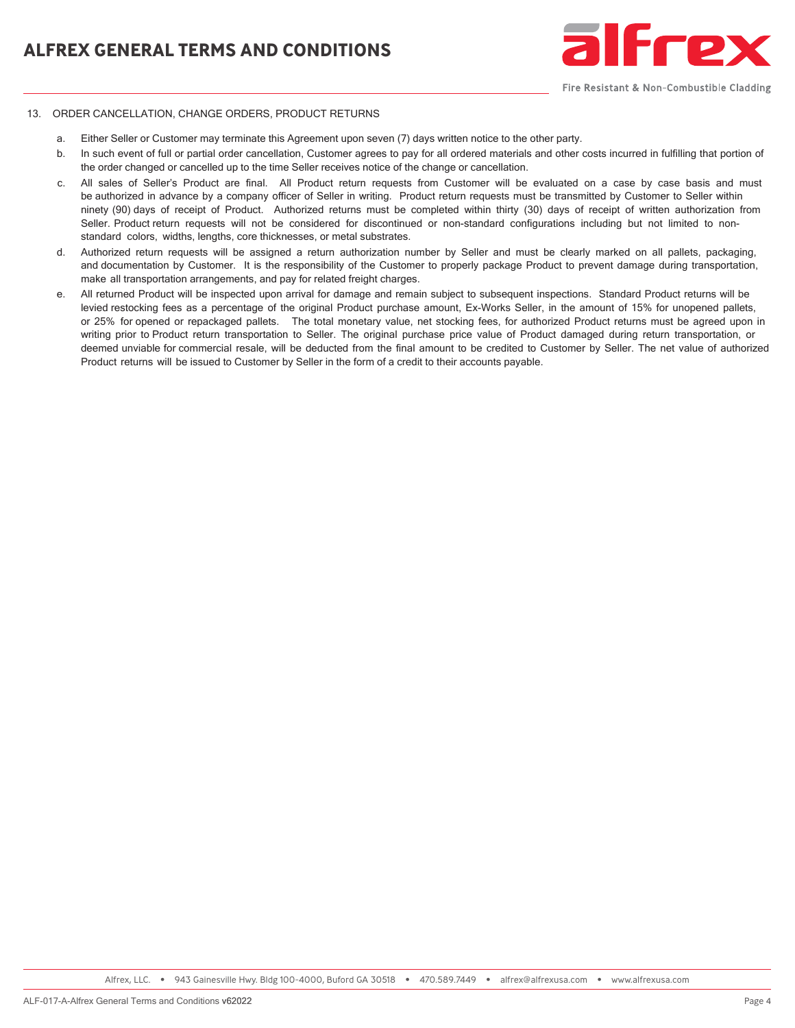13. ORDER CANCELLATION, CHANGE ORDERS, PRODUCT RETURNS

   a. Either Seller or Customer may terminate this Agreement upon seven (7) days written notice to the other party.
   b. In such event of full or partial order cancellation, Customer agrees to pay for all ordered materials and other costs incurred in fulfilling that portion of the order changed or cancelled up to the time Seller receives notice of the change or cancellation.
   c. All sales of Seller's Product are final. All Product return requests from Customer will be evaluated on a case by case basis and must be authorized in advance by a company officer of Seller in writing. Product return requests must be transmitted by Customer to Seller within ninety (90) days of receipt of Product. Authorized returns must be completed within thirty (30) days of receipt of written authorization from Seller. Product return requests will not be considered for discontinued or non-standard configurations including but not limited to non-standard colors, widths, lengths, core thicknesses, or metal substrates.
   d. Authorized return requests will be assigned a return authorization number by Seller and must be clearly marked on all pallets, packaging, and documentation by Customer. It is the responsibility of the Customer to properly package Product to prevent damage during transportation, make all transportation arrangements, and pay for related freight charges.
   e. All returned Product will be inspected upon arrival for damage and remain subject to subsequent inspections. Standard Product returns will be levied restocking fees as a percentage of the original Product purchase amount, Ex-Works Seller, in the amount of 15% for unopened pallets, or 25% for opened or repackaged pallets. The total monetary value, net stocking fees, for authorized Product returns must be agreed upon in writing prior to Product return transportation to Seller. The original purchase price value of Product damaged during return transportation, or deemed unviable for commercial resale, will be deducted from the final amount to be credited to Customer by Seller. The net value of authorized Product returns will be issued to Customer by Seller in the form of a credit to their accounts payable.